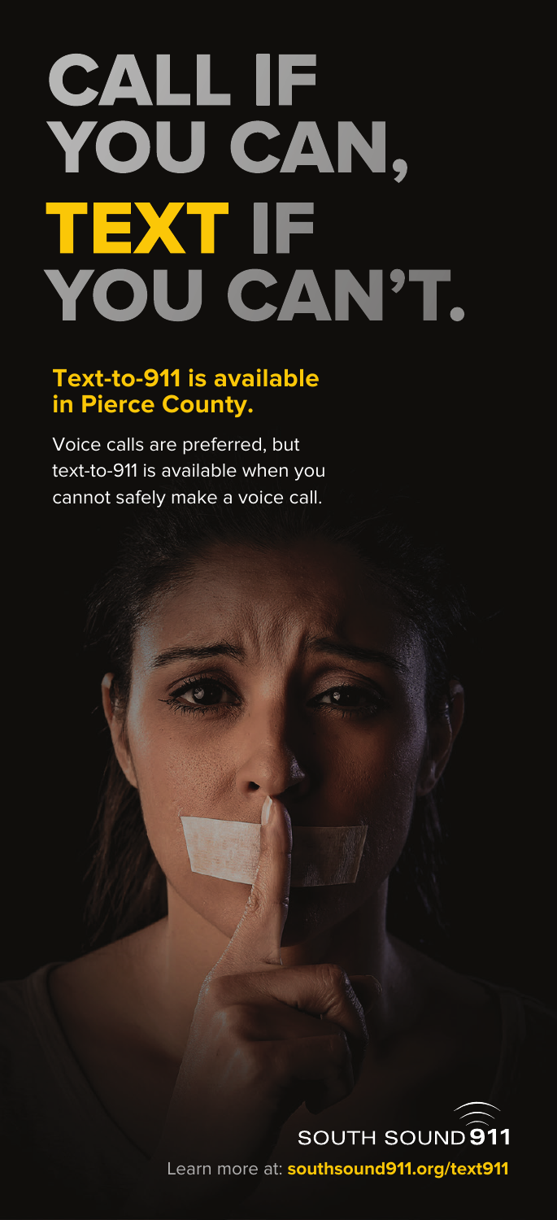# CALL IF YOU CAN, TEXT IF YOU CAN'T.

**Text-to-911 is available in Pierce County.**

Voice calls are preferred, but text-to-911 is available when you cannot safely make a voice call.

SOUTH SOUND 911

Learn more at: **southsound911.org/text911**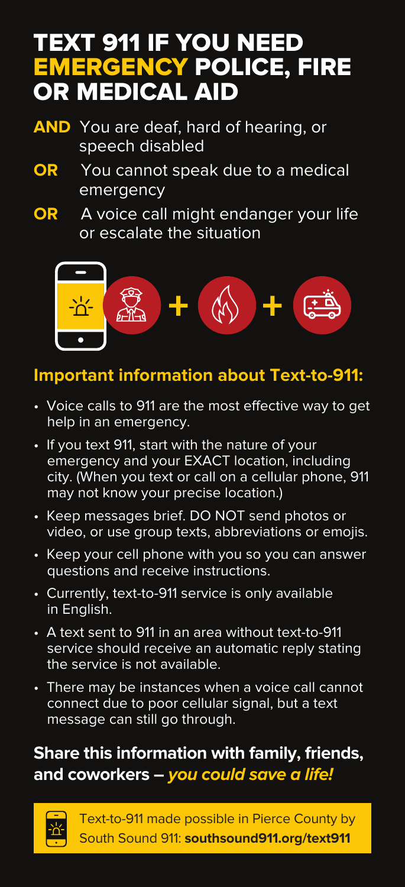# TEXT 911 IF YOU NEED EMERGENCY POLICE, FIRE OR MEDICAL AID

**AND** You are deaf, hard of hearing, or speech disabled

**OR** You cannot speak due to a medical emergency

**OR** A voice call might endanger your life or escalate the situation

## Important information about Text-to-911:

- Voice calls to 911 are the most effective way to get help in an emergency.
- If you text 911, start with the nature of your emergency and your EXACT location, including city. (When you text or call on a cellular phone, 911 may not know your precise location.)
- Keep messages brief. DO NOT send photos or video, or use group texts, abbreviations or emojis.
- Keep your cell phone with you so you can answer questions and receive instructions.
- Currently, text-to-911 service is only available in English.
- A text sent to 911 in an area without text-to-911 service should receive an automatic reply stating the service is not available.
- There may be instances when a voice call cannot connect due to poor cellular signal, but a text message can still go through.

## Share this information with family, friends, and coworkers – *you could save a life!*

Text-to-911 made possible in Pierce County by South Sound 911: **southsound911.org/text911**